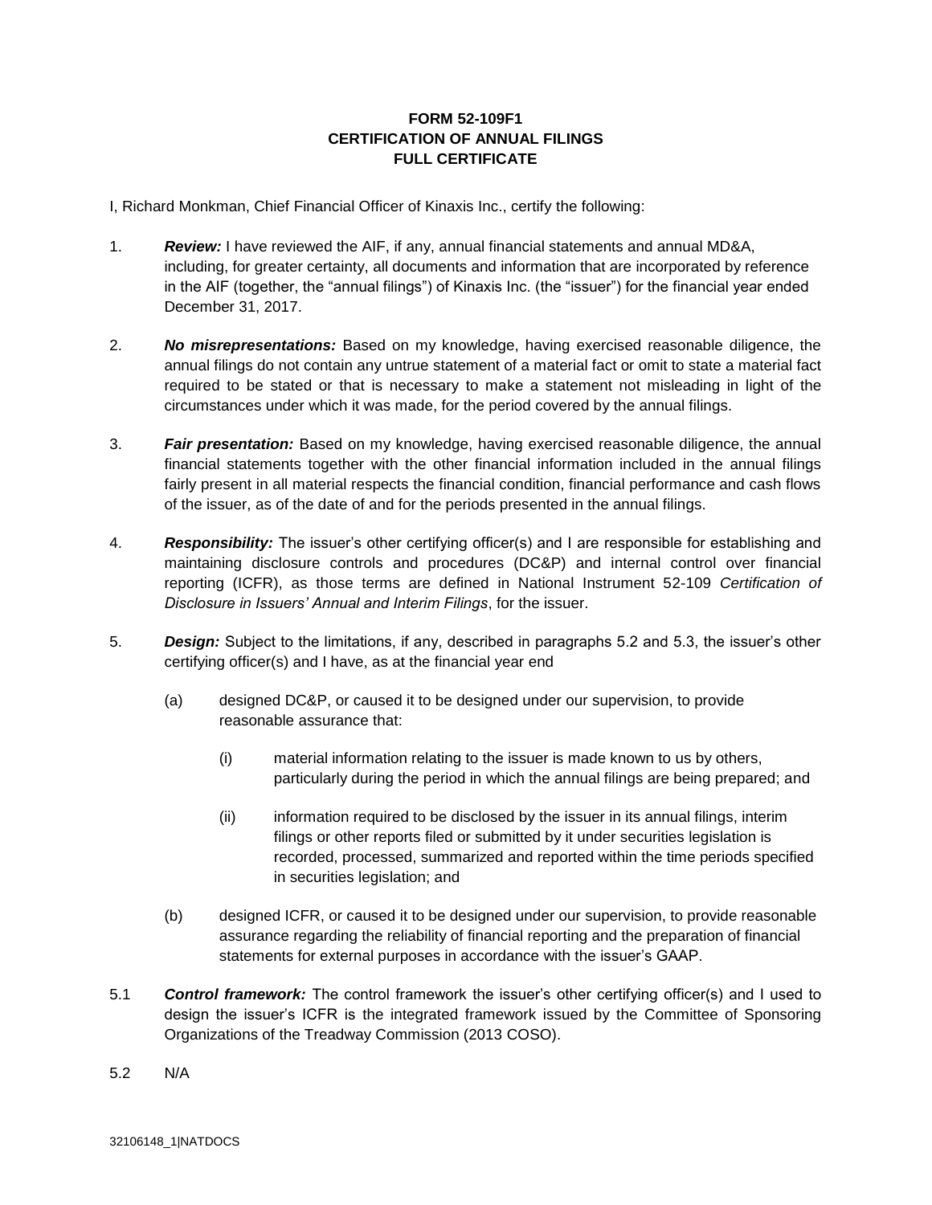**FORM 52-109F1**
**CERTIFICATION OF ANNUAL FILINGS**
**FULL CERTIFICATE**

I, Richard Monkman, Chief Financial Officer of Kinaxis Inc., certify the following:

1. ***Review:*** I have reviewed the AIF, if any, annual financial statements and annual MD&A, including, for greater certainty, all documents and information that are incorporated by reference in the AIF (together, the "annual filings") of Kinaxis Inc. (the "issuer") for the financial year ended December 31, 2017.

2. ***No misrepresentations:*** Based on my knowledge, having exercised reasonable diligence, the annual filings do not contain any untrue statement of a material fact or omit to state a material fact required to be stated or that is necessary to make a statement not misleading in light of the circumstances under which it was made, for the period covered by the annual filings.

3. ***Fair presentation:*** Based on my knowledge, having exercised reasonable diligence, the annual financial statements together with the other financial information included in the annual filings fairly present in all material respects the financial condition, financial performance and cash flows of the issuer, as of the date of and for the periods presented in the annual filings.

4. ***Responsibility:*** The issuer's other certifying officer(s) and I are responsible for establishing and maintaining disclosure controls and procedures (DC&P) and internal control over financial reporting (ICFR), as those terms are defined in National Instrument 52-109 *Certification of Disclosure in Issuers' Annual and Interim Filings*, for the issuer.

5. ***Design:*** Subject to the limitations, if any, described in paragraphs 5.2 and 5.3, the issuer's other certifying officer(s) and I have, as at the financial year end

   (a) designed DC&P, or caused it to be designed under our supervision, to provide reasonable assurance that:

      (i) material information relating to the issuer is made known to us by others, particularly during the period in which the annual filings are being prepared; and

      (ii) information required to be disclosed by the issuer in its annual filings, interim filings or other reports filed or submitted by it under securities legislation is recorded, processed, summarized and reported within the time periods specified in securities legislation; and

   (b) designed ICFR, or caused it to be designed under our supervision, to provide reasonable assurance regarding the reliability of financial reporting and the preparation of financial statements for external purposes in accordance with the issuer's GAAP.

5.1 ***Control framework:*** The control framework the issuer's other certifying officer(s) and I used to design the issuer's ICFR is the integrated framework issued by the Committee of Sponsoring Organizations of the Treadway Commission (2013 COSO).

5.2 N/A

32106148_1|NATDOCS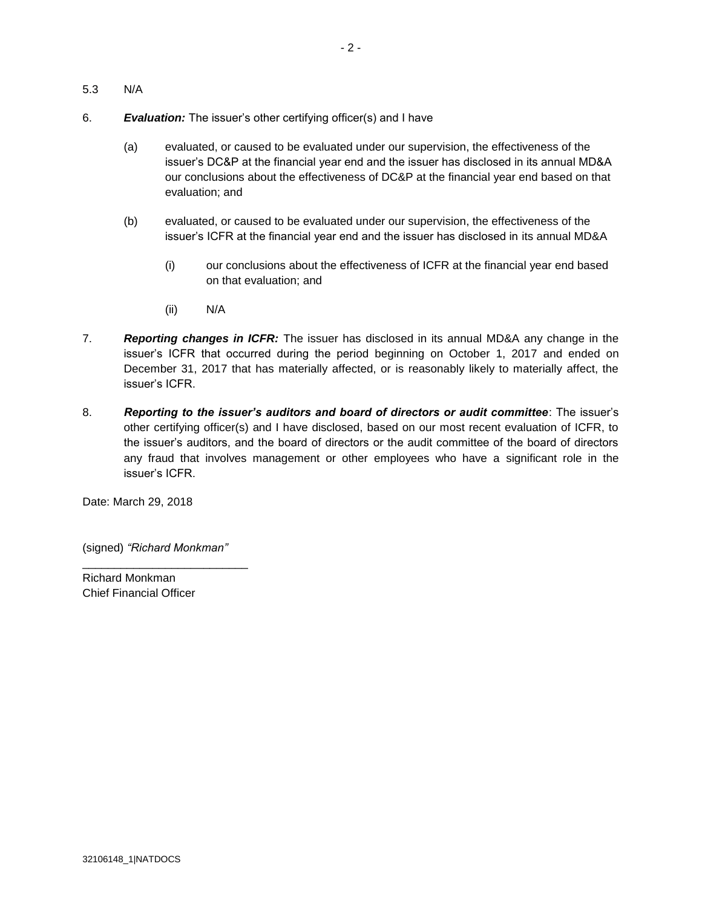5.3 N/A

6. ***Evaluation:*** The issuer's other certifying officer(s) and I have

   (a) evaluated, or caused to be evaluated under our supervision, the effectiveness of the issuer's DC&P at the financial year end and the issuer has disclosed in its annual MD&A our conclusions about the effectiveness of DC&P at the financial year end based on that evaluation; and

   (b) evaluated, or caused to be evaluated under our supervision, the effectiveness of the issuer's ICFR at the financial year end and the issuer has disclosed in its annual MD&A

      (i) our conclusions about the effectiveness of ICFR at the financial year end based on that evaluation; and

      (ii) N/A

7. ***Reporting changes in ICFR:*** The issuer has disclosed in its annual MD&A any change in the issuer's ICFR that occurred during the period beginning on October 1, 2017 and ended on December 31, 2017 that has materially affected, or is reasonably likely to materially affect, the issuer's ICFR.

8. ***Reporting to the issuer's auditors and board of directors or audit committee***: The issuer's other certifying officer(s) and I have disclosed, based on our most recent evaluation of ICFR, to the issuer's auditors, and the board of directors or the audit committee of the board of directors any fraud that involves management or other employees who have a significant role in the issuer's ICFR.

Date: March 29, 2018

(signed) *"Richard Monkman"*

Richard Monkman
Chief Financial Officer

32106148_1|NATDOCS